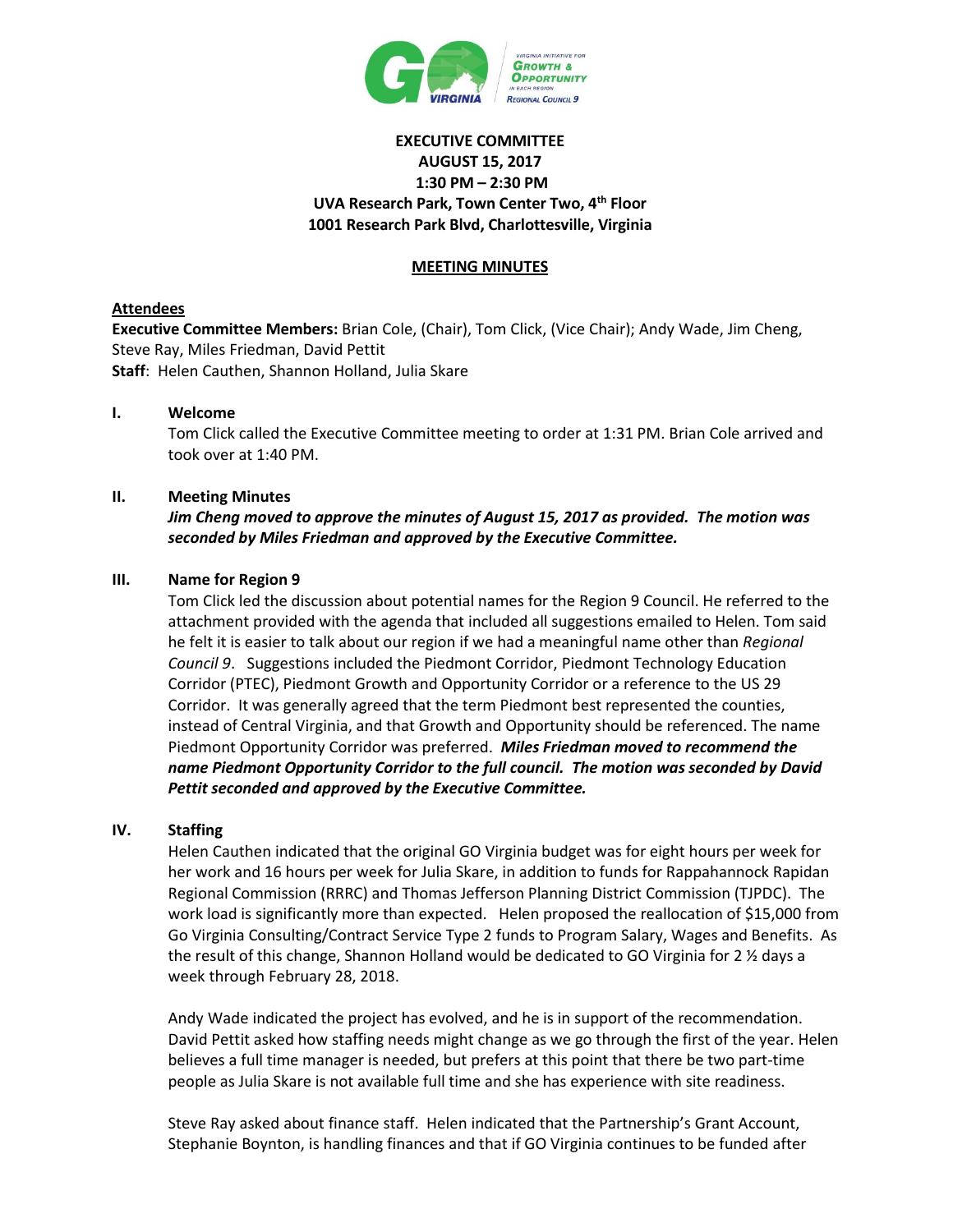**EXECUTIVE COMMITTEE**
**AUGUST 15, 2017**
**1:30 PM – 2:30 PM**
**UVA Research Park, Town Center Two, 4th Floor**
**1001 Research Park Blvd, Charlottesville, Virginia**

**MEETING MINUTES**

**Attendees**

**Executive Committee Members:** Brian Cole, (Chair), Tom Click, (Vice Chair); Andy Wade, Jim Cheng, Steve Ray, Miles Friedman, David Pettit
**Staff**: Helen Cauthen, Shannon Holland, Julia Skare

## I. Welcome

Tom Click called the Executive Committee meeting to order at 1:31 PM. Brian Cole arrived and took over at 1:40 PM.

## II. Meeting Minutes

***Jim Cheng moved to approve the minutes of August 15, 2017 as provided. The motion was seconded by Miles Friedman and approved by the Executive Committee.***

## III. Name for Region 9

Tom Click led the discussion about potential names for the Region 9 Council. He referred to the attachment provided with the agenda that included all suggestions emailed to Helen. Tom said he felt it is easier to talk about our region if we had a meaningful name other than *Regional Council 9*. Suggestions included the Piedmont Corridor, Piedmont Technology Education Corridor (PTEC), Piedmont Growth and Opportunity Corridor or a reference to the US 29 Corridor. It was generally agreed that the term Piedmont best represented the counties, instead of Central Virginia, and that Growth and Opportunity should be referenced. The name Piedmont Opportunity Corridor was preferred. ***Miles Friedman moved to recommend the name Piedmont Opportunity Corridor to the full council. The motion was seconded by David Pettit seconded and approved by the Executive Committee.***

## IV. Staffing

Helen Cauthen indicated that the original GO Virginia budget was for eight hours per week for her work and 16 hours per week for Julia Skare, in addition to funds for Rappahannock Rapidan Regional Commission (RRRC) and Thomas Jefferson Planning District Commission (TJPDC). The work load is significantly more than expected. Helen proposed the reallocation of $15,000 from Go Virginia Consulting/Contract Service Type 2 funds to Program Salary, Wages and Benefits. As the result of this change, Shannon Holland would be dedicated to GO Virginia for 2 ½ days a week through February 28, 2018.

Andy Wade indicated the project has evolved, and he is in support of the recommendation. David Pettit asked how staffing needs might change as we go through the first of the year. Helen believes a full time manager is needed, but prefers at this point that there be two part-time people as Julia Skare is not available full time and she has experience with site readiness.

Steve Ray asked about finance staff. Helen indicated that the Partnership's Grant Account, Stephanie Boynton, is handling finances and that if GO Virginia continues to be funded after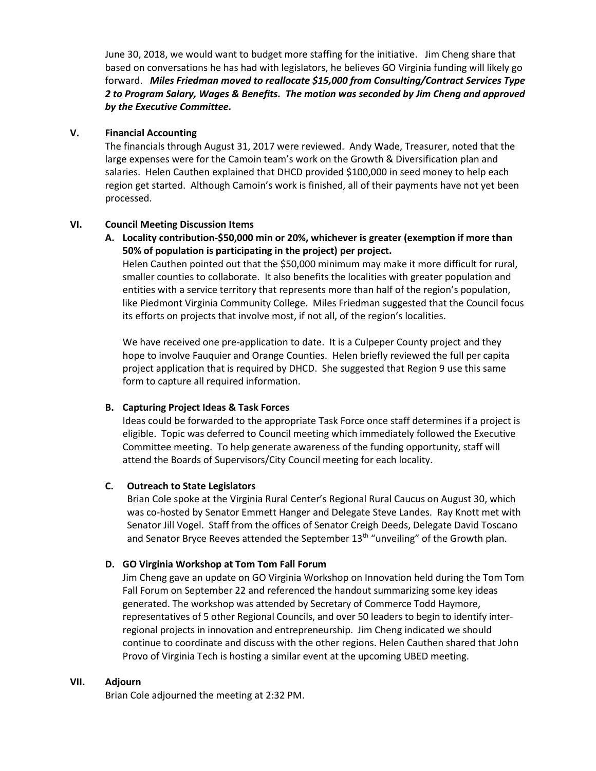June 30, 2018, we would want to budget more staffing for the initiative. Jim Cheng share that based on conversations he has had with legislators, he believes GO Virginia funding will likely go forward. ***Miles Friedman moved to reallocate $15,000 from Consulting/Contract Services Type 2 to Program Salary, Wages & Benefits. The motion was seconded by Jim Cheng and approved by the Executive Committee.***

## V. Financial Accounting

The financials through August 31, 2017 were reviewed. Andy Wade, Treasurer, noted that the large expenses were for the Camoin team's work on the Growth & Diversification plan and salaries. Helen Cauthen explained that DHCD provided $100,000 in seed money to help each region get started. Although Camoin's work is finished, all of their payments have not yet been processed.

## VI. Council Meeting Discussion Items

### A. Locality contribution-$50,000 min or 20%, whichever is greater (exemption if more than 50% of population is participating in the project) per project.

Helen Cauthen pointed out that the $50,000 minimum may make it more difficult for rural, smaller counties to collaborate. It also benefits the localities with greater population and entities with a service territory that represents more than half of the region's population, like Piedmont Virginia Community College. Miles Friedman suggested that the Council focus its efforts on projects that involve most, if not all, of the region's localities.

We have received one pre-application to date. It is a Culpeper County project and they hope to involve Fauquier and Orange Counties. Helen briefly reviewed the full per capita project application that is required by DHCD. She suggested that Region 9 use this same form to capture all required information.

### B. Capturing Project Ideas & Task Forces

Ideas could be forwarded to the appropriate Task Force once staff determines if a project is eligible. Topic was deferred to Council meeting which immediately followed the Executive Committee meeting. To help generate awareness of the funding opportunity, staff will attend the Boards of Supervisors/City Council meeting for each locality.

### C. Outreach to State Legislators

Brian Cole spoke at the Virginia Rural Center's Regional Rural Caucus on August 30, which was co-hosted by Senator Emmett Hanger and Delegate Steve Landes. Ray Knott met with Senator Jill Vogel. Staff from the offices of Senator Creigh Deeds, Delegate David Toscano and Senator Bryce Reeves attended the September 13th "unveiling" of the Growth plan.

### D. GO Virginia Workshop at Tom Tom Fall Forum

Jim Cheng gave an update on GO Virginia Workshop on Innovation held during the Tom Tom Fall Forum on September 22 and referenced the handout summarizing some key ideas generated. The workshop was attended by Secretary of Commerce Todd Haymore, representatives of 5 other Regional Councils, and over 50 leaders to begin to identify inter-regional projects in innovation and entrepreneurship. Jim Cheng indicated we should continue to coordinate and discuss with the other regions. Helen Cauthen shared that John Provo of Virginia Tech is hosting a similar event at the upcoming UBED meeting.

## VII. Adjourn

Brian Cole adjourned the meeting at 2:32 PM.